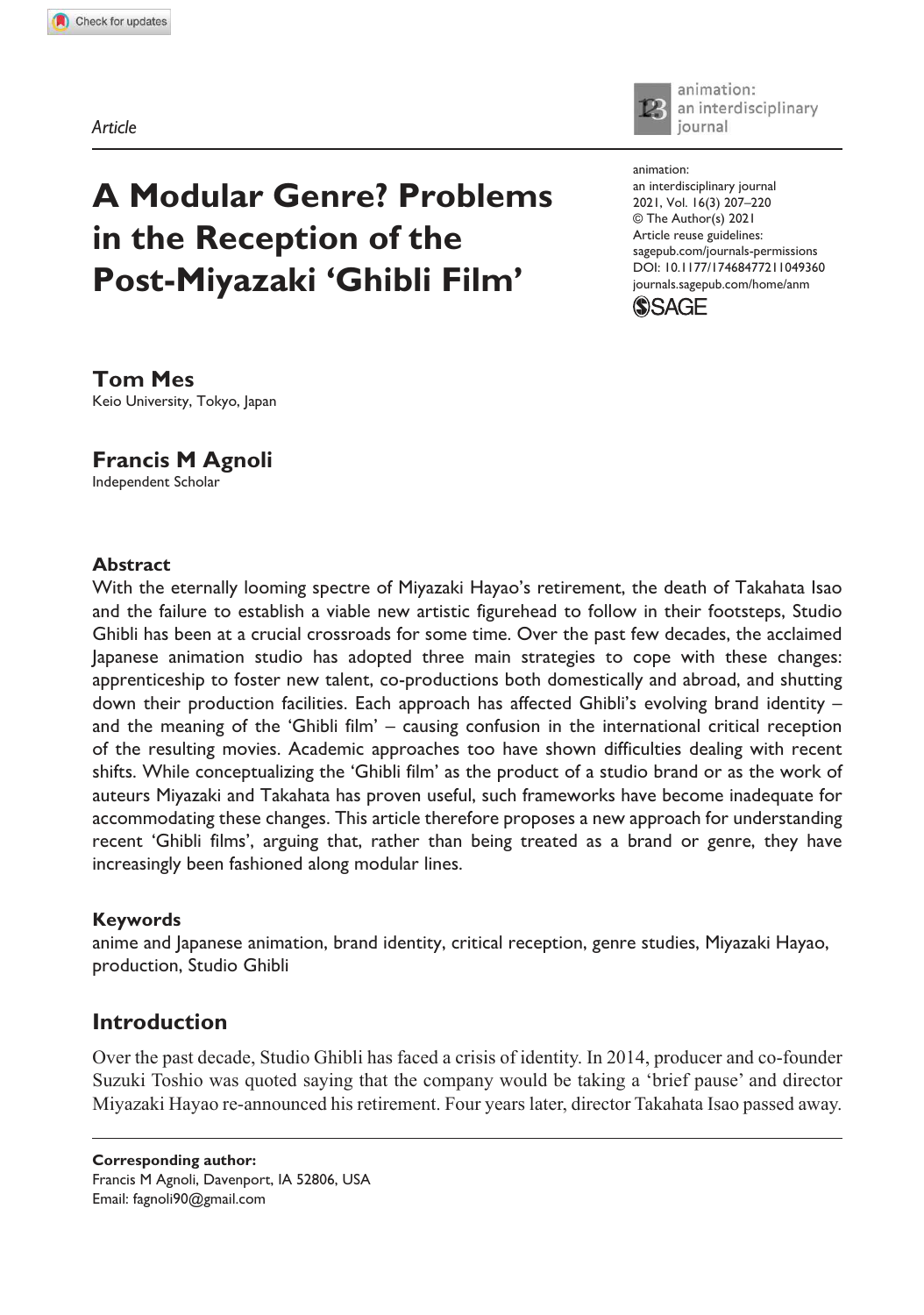*Article*

# A Modular Genre? Problems in the Reception of the Post-Miyazaki ‘Ghibli Film’

animation: an interdisciplinary journal
2021, Vol. 16(3) 207–220
© The Author(s) 2021
Article reuse guidelines: sagepub.com/journals-permissions
DOI: 10.1177/17468477211049360
journals.sagepub.com/home/anm

**Tom Mes**
Keio University, Tokyo, Japan

**Francis M Agnoli**
Independent Scholar

### Abstract

With the eternally looming spectre of Miyazaki Hayao’s retirement, the death of Takahata Isao and the failure to establish a viable new artistic figurehead to follow in their footsteps, Studio Ghibli has been at a crucial crossroads for some time. Over the past few decades, the acclaimed Japanese animation studio has adopted three main strategies to cope with these changes: apprenticeship to foster new talent, co-productions both domestically and abroad, and shutting down their production facilities. Each approach has affected Ghibli’s evolving brand identity – and the meaning of the ‘Ghibli film’ – causing confusion in the international critical reception of the resulting movies. Academic approaches too have shown difficulties dealing with recent shifts. While conceptualizing the ‘Ghibli film’ as the product of a studio brand or as the work of auteurs Miyazaki and Takahata has proven useful, such frameworks have become inadequate for accommodating these changes. This article therefore proposes a new approach for understanding recent ‘Ghibli films’, arguing that, rather than being treated as a brand or genre, they have increasingly been fashioned along modular lines.

### Keywords

anime and Japanese animation, brand identity, critical reception, genre studies, Miyazaki Hayao, production, Studio Ghibli

## Introduction

Over the past decade, Studio Ghibli has faced a crisis of identity. In 2014, producer and co-founder Suzuki Toshio was quoted saying that the company would be taking a ‘brief pause’ and director Miyazaki Hayao re-announced his retirement. Four years later, director Takahata Isao passed away.

**Corresponding author:**
Francis M Agnoli, Davenport, IA 52806, USA
Email: fagnoli90@gmail.com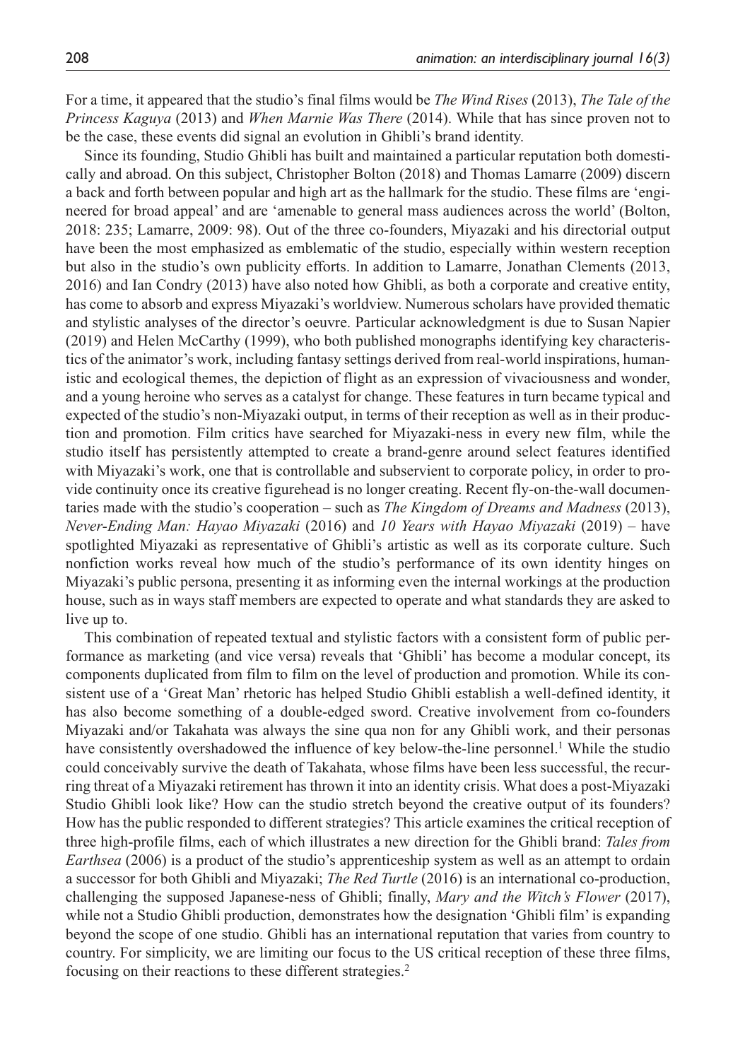For a time, it appeared that the studio's final films would be *The Wind Rises* (2013), *The Tale of the Princess Kaguya* (2013) and *When Marnie Was There* (2014). While that has since proven not to be the case, these events did signal an evolution in Ghibli's brand identity.

Since its founding, Studio Ghibli has built and maintained a particular reputation both domestically and abroad. On this subject, Christopher Bolton (2018) and Thomas Lamarre (2009) discern a back and forth between popular and high art as the hallmark for the studio. These films are 'engineered for broad appeal' and are 'amenable to general mass audiences across the world' (Bolton, 2018: 235; Lamarre, 2009: 98). Out of the three co-founders, Miyazaki and his directorial output have been the most emphasized as emblematic of the studio, especially within western reception but also in the studio's own publicity efforts. In addition to Lamarre, Jonathan Clements (2013, 2016) and Ian Condry (2013) have also noted how Ghibli, as both a corporate and creative entity, has come to absorb and express Miyazaki's worldview. Numerous scholars have provided thematic and stylistic analyses of the director's oeuvre. Particular acknowledgment is due to Susan Napier (2019) and Helen McCarthy (1999), who both published monographs identifying key characteristics of the animator's work, including fantasy settings derived from real-world inspirations, humanistic and ecological themes, the depiction of flight as an expression of vivaciousness and wonder, and a young heroine who serves as a catalyst for change. These features in turn became typical and expected of the studio's non-Miyazaki output, in terms of their reception as well as in their production and promotion. Film critics have searched for Miyazaki-ness in every new film, while the studio itself has persistently attempted to create a brand-genre around select features identified with Miyazaki's work, one that is controllable and subservient to corporate policy, in order to provide continuity once its creative figurehead is no longer creating. Recent fly-on-the-wall documentaries made with the studio's cooperation – such as *The Kingdom of Dreams and Madness* (2013), *Never-Ending Man: Hayao Miyazaki* (2016) and *10 Years with Hayao Miyazaki* (2019) – have spotlighted Miyazaki as representative of Ghibli's artistic as well as its corporate culture. Such nonfiction works reveal how much of the studio's performance of its own identity hinges on Miyazaki's public persona, presenting it as informing even the internal workings at the production house, such as in ways staff members are expected to operate and what standards they are asked to live up to.

This combination of repeated textual and stylistic factors with a consistent form of public performance as marketing (and vice versa) reveals that 'Ghibli' has become a modular concept, its components duplicated from film to film on the level of production and promotion. While its consistent use of a 'Great Man' rhetoric has helped Studio Ghibli establish a well-defined identity, it has also become something of a double-edged sword. Creative involvement from co-founders Miyazaki and/or Takahata was always the sine qua non for any Ghibli work, and their personas have consistently overshadowed the influence of key below-the-line personnel.[1] While the studio could conceivably survive the death of Takahata, whose films have been less successful, the recurring threat of a Miyazaki retirement has thrown it into an identity crisis. What does a post-Miyazaki Studio Ghibli look like? How can the studio stretch beyond the creative output of its founders? How has the public responded to different strategies? This article examines the critical reception of three high-profile films, each of which illustrates a new direction for the Ghibli brand: *Tales from Earthsea* (2006) is a product of the studio's apprenticeship system as well as an attempt to ordain a successor for both Ghibli and Miyazaki; *The Red Turtle* (2016) is an international co-production, challenging the supposed Japanese-ness of Ghibli; finally, *Mary and the Witch's Flower* (2017), while not a Studio Ghibli production, demonstrates how the designation 'Ghibli film' is expanding beyond the scope of one studio. Ghibli has an international reputation that varies from country to country. For simplicity, we are limiting our focus to the US critical reception of these three films, focusing on their reactions to these different strategies.[2]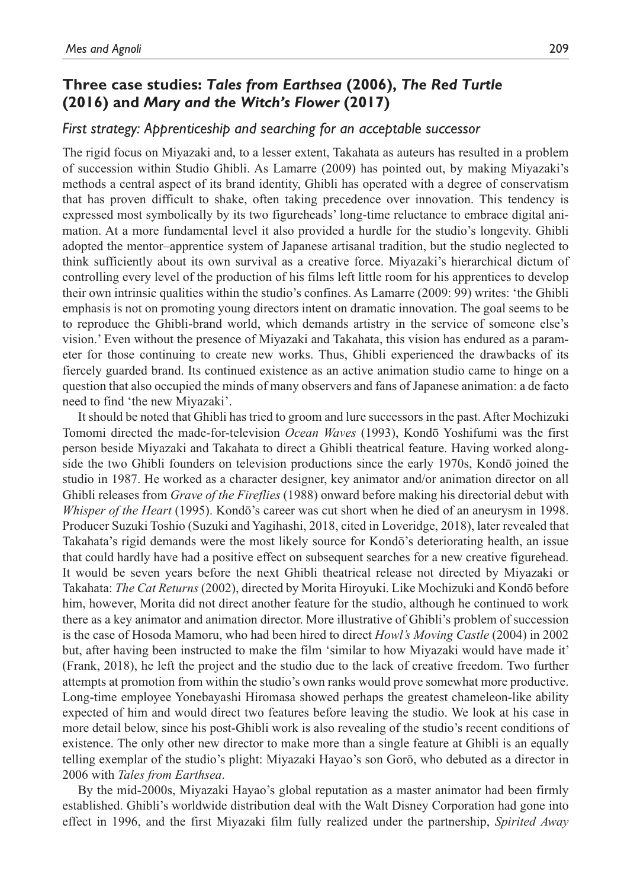## Three case studies: *Tales from Earthsea* (2006), *The Red Turtle* (2016) and *Mary and the Witch's Flower* (2017)

### *First strategy: Apprenticeship and searching for an acceptable successor*

The rigid focus on Miyazaki and, to a lesser extent, Takahata as auteurs has resulted in a problem of succession within Studio Ghibli. As Lamarre (2009) has pointed out, by making Miyazaki's methods a central aspect of its brand identity, Ghibli has operated with a degree of conservatism that has proven difficult to shake, often taking precedence over innovation. This tendency is expressed most symbolically by its two figureheads' long-time reluctance to embrace digital animation. At a more fundamental level it also provided a hurdle for the studio's longevity. Ghibli adopted the mentor–apprentice system of Japanese artisanal tradition, but the studio neglected to think sufficiently about its own survival as a creative force. Miyazaki's hierarchical dictum of controlling every level of the production of his films left little room for his apprentices to develop their own intrinsic qualities within the studio's confines. As Lamarre (2009: 99) writes: 'the Ghibli emphasis is not on promoting young directors intent on dramatic innovation. The goal seems to be to reproduce the Ghibli-brand world, which demands artistry in the service of someone else's vision.' Even without the presence of Miyazaki and Takahata, this vision has endured as a parameter for those continuing to create new works. Thus, Ghibli experienced the drawbacks of its fiercely guarded brand. Its continued existence as an active animation studio came to hinge on a question that also occupied the minds of many observers and fans of Japanese animation: a de facto need to find 'the new Miyazaki'.

It should be noted that Ghibli has tried to groom and lure successors in the past. After Mochizuki Tomomi directed the made-for-television *Ocean Waves* (1993), Kondō Yoshifumi was the first person beside Miyazaki and Takahata to direct a Ghibli theatrical feature. Having worked alongside the two Ghibli founders on television productions since the early 1970s, Kondō joined the studio in 1987. He worked as a character designer, key animator and/or animation director on all Ghibli releases from *Grave of the Fireflies* (1988) onward before making his directorial debut with *Whisper of the Heart* (1995). Kondō's career was cut short when he died of an aneurysm in 1998. Producer Suzuki Toshio (Suzuki and Yagihashi, 2018, cited in Loveridge, 2018), later revealed that Takahata's rigid demands were the most likely source for Kondō's deteriorating health, an issue that could hardly have had a positive effect on subsequent searches for a new creative figurehead. It would be seven years before the next Ghibli theatrical release not directed by Miyazaki or Takahata: *The Cat Returns* (2002), directed by Morita Hiroyuki. Like Mochizuki and Kondō before him, however, Morita did not direct another feature for the studio, although he continued to work there as a key animator and animation director. More illustrative of Ghibli's problem of succession is the case of Hosoda Mamoru, who had been hired to direct *Howl's Moving Castle* (2004) in 2002 but, after having been instructed to make the film 'similar to how Miyazaki would have made it' (Frank, 2018), he left the project and the studio due to the lack of creative freedom. Two further attempts at promotion from within the studio's own ranks would prove somewhat more productive. Long-time employee Yonebayashi Hiromasa showed perhaps the greatest chameleon-like ability expected of him and would direct two features before leaving the studio. We look at his case in more detail below, since his post-Ghibli work is also revealing of the studio's recent conditions of existence. The only other new director to make more than a single feature at Ghibli is an equally telling exemplar of the studio's plight: Miyazaki Hayao's son Gorō, who debuted as a director in 2006 with *Tales from Earthsea*.

By the mid-2000s, Miyazaki Hayao's global reputation as a master animator had been firmly established. Ghibli's worldwide distribution deal with the Walt Disney Corporation had gone into effect in 1996, and the first Miyazaki film fully realized under the partnership, *Spirited Away*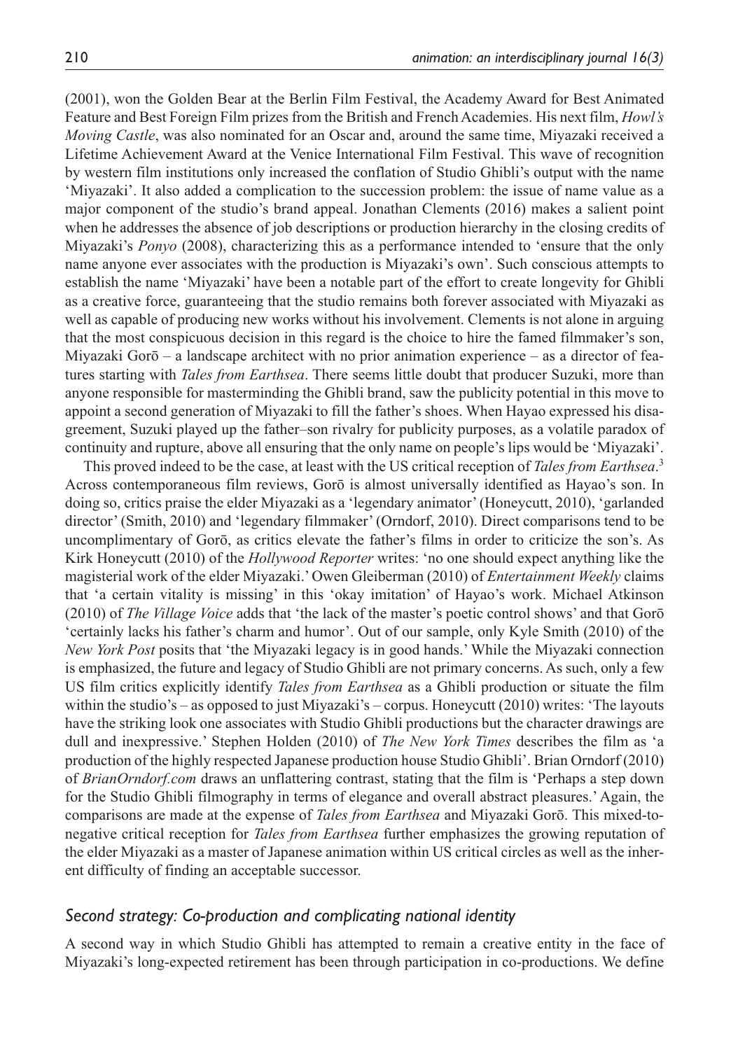(2001), won the Golden Bear at the Berlin Film Festival, the Academy Award for Best Animated Feature and Best Foreign Film prizes from the British and French Academies. His next film, *Howl's Moving Castle*, was also nominated for an Oscar and, around the same time, Miyazaki received a Lifetime Achievement Award at the Venice International Film Festival. This wave of recognition by western film institutions only increased the conflation of Studio Ghibli's output with the name 'Miyazaki'. It also added a complication to the succession problem: the issue of name value as a major component of the studio's brand appeal. Jonathan Clements (2016) makes a salient point when he addresses the absence of job descriptions or production hierarchy in the closing credits of Miyazaki's *Ponyo* (2008), characterizing this as a performance intended to 'ensure that the only name anyone ever associates with the production is Miyazaki's own'. Such conscious attempts to establish the name 'Miyazaki' have been a notable part of the effort to create longevity for Ghibli as a creative force, guaranteeing that the studio remains both forever associated with Miyazaki as well as capable of producing new works without his involvement. Clements is not alone in arguing that the most conspicuous decision in this regard is the choice to hire the famed filmmaker's son, Miyazaki Gorō – a landscape architect with no prior animation experience – as a director of features starting with *Tales from Earthsea*. There seems little doubt that producer Suzuki, more than anyone responsible for masterminding the Ghibli brand, saw the publicity potential in this move to appoint a second generation of Miyazaki to fill the father's shoes. When Hayao expressed his disagreement, Suzuki played up the father–son rivalry for publicity purposes, as a volatile paradox of continuity and rupture, above all ensuring that the only name on people's lips would be 'Miyazaki'.

This proved indeed to be the case, at least with the US critical reception of *Tales from Earthsea*.[3] Across contemporaneous film reviews, Gorō is almost universally identified as Hayao's son. In doing so, critics praise the elder Miyazaki as a 'legendary animator' (Honeycutt, 2010), 'garlanded director' (Smith, 2010) and 'legendary filmmaker' (Orndorf, 2010). Direct comparisons tend to be uncomplimentary of Gorō, as critics elevate the father's films in order to criticize the son's. As Kirk Honeycutt (2010) of the *Hollywood Reporter* writes: 'no one should expect anything like the magisterial work of the elder Miyazaki.' Owen Gleiberman (2010) of *Entertainment Weekly* claims that 'a certain vitality is missing' in this 'okay imitation' of Hayao's work. Michael Atkinson (2010) of *The Village Voice* adds that 'the lack of the master's poetic control shows' and that Gorō 'certainly lacks his father's charm and humor'. Out of our sample, only Kyle Smith (2010) of the *New York Post* posits that 'the Miyazaki legacy is in good hands.' While the Miyazaki connection is emphasized, the future and legacy of Studio Ghibli are not primary concerns. As such, only a few US film critics explicitly identify *Tales from Earthsea* as a Ghibli production or situate the film within the studio's – as opposed to just Miyazaki's – corpus. Honeycutt (2010) writes: 'The layouts have the striking look one associates with Studio Ghibli productions but the character drawings are dull and inexpressive.' Stephen Holden (2010) of *The New York Times* describes the film as 'a production of the highly respected Japanese production house Studio Ghibli'. Brian Orndorf (2010) of *BrianOrndorf.com* draws an unflattering contrast, stating that the film is 'Perhaps a step down for the Studio Ghibli filmography in terms of elegance and overall abstract pleasures.' Again, the comparisons are made at the expense of *Tales from Earthsea* and Miyazaki Gorō. This mixed-to-negative critical reception for *Tales from Earthsea* further emphasizes the growing reputation of the elder Miyazaki as a master of Japanese animation within US critical circles as well as the inherent difficulty of finding an acceptable successor.

### *Second strategy: Co-production and complicating national identity*

A second way in which Studio Ghibli has attempted to remain a creative entity in the face of Miyazaki's long-expected retirement has been through participation in co-productions. We define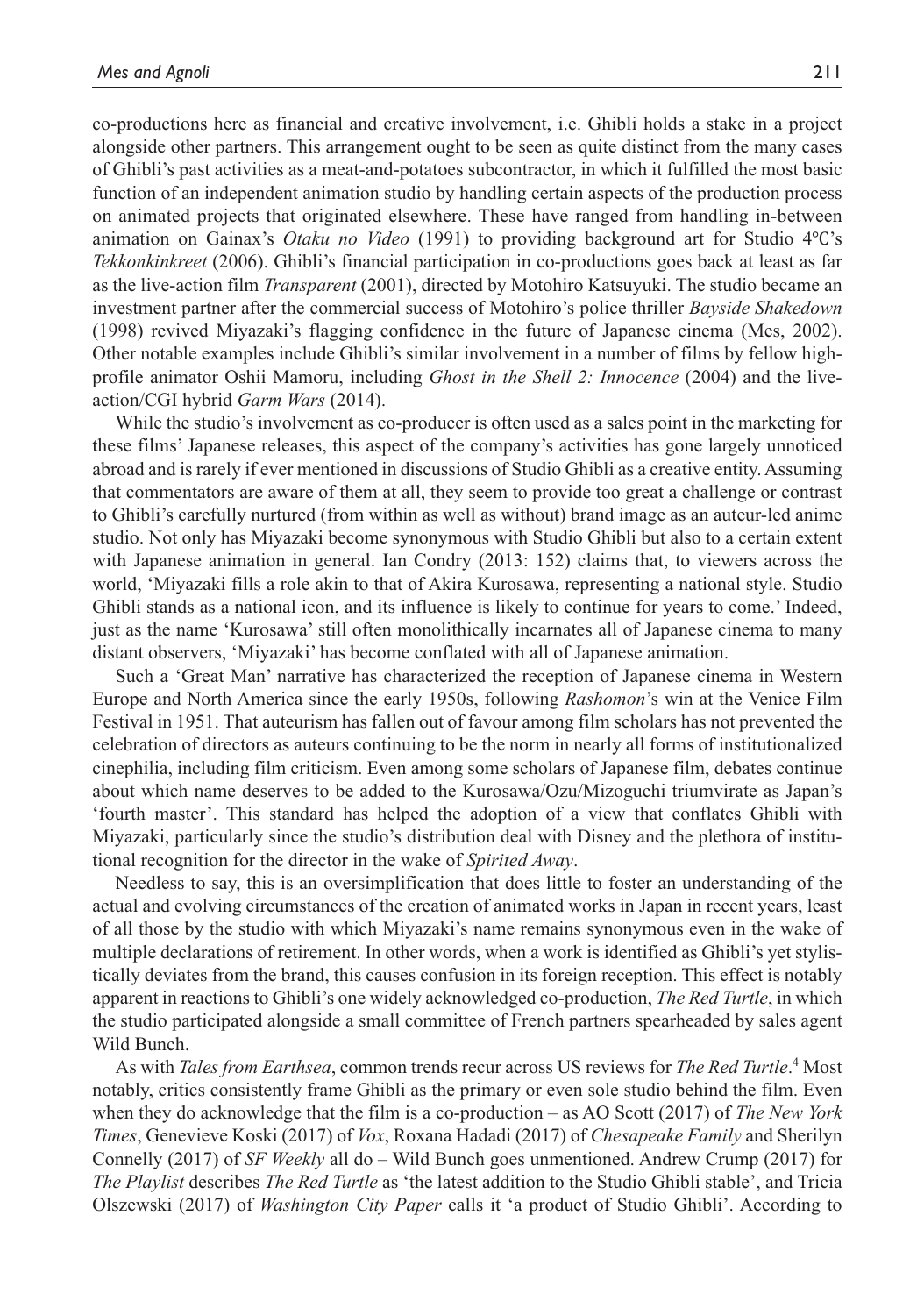co-productions here as financial and creative involvement, i.e. Ghibli holds a stake in a project alongside other partners. This arrangement ought to be seen as quite distinct from the many cases of Ghibli's past activities as a meat-and-potatoes subcontractor, in which it fulfilled the most basic function of an independent animation studio by handling certain aspects of the production process on animated projects that originated elsewhere. These have ranged from handling in-between animation on Gainax's *Otaku no Video* (1991) to providing background art for Studio 4°C's *Tekkonkinkreet* (2006). Ghibli's financial participation in co-productions goes back at least as far as the live-action film *Transparent* (2001), directed by Motohiro Katsuyuki. The studio became an investment partner after the commercial success of Motohiro's police thriller *Bayside Shakedown* (1998) revived Miyazaki's flagging confidence in the future of Japanese cinema (Mes, 2002). Other notable examples include Ghibli's similar involvement in a number of films by fellow high-profile animator Oshii Mamoru, including *Ghost in the Shell 2: Innocence* (2004) and the live-action/CGI hybrid *Garm Wars* (2014).

While the studio's involvement as co-producer is often used as a sales point in the marketing for these films' Japanese releases, this aspect of the company's activities has gone largely unnoticed abroad and is rarely if ever mentioned in discussions of Studio Ghibli as a creative entity. Assuming that commentators are aware of them at all, they seem to provide too great a challenge or contrast to Ghibli's carefully nurtured (from within as well as without) brand image as an auteur-led anime studio. Not only has Miyazaki become synonymous with Studio Ghibli but also to a certain extent with Japanese animation in general. Ian Condry (2013: 152) claims that, to viewers across the world, 'Miyazaki fills a role akin to that of Akira Kurosawa, representing a national style. Studio Ghibli stands as a national icon, and its influence is likely to continue for years to come.' Indeed, just as the name 'Kurosawa' still often monolithically incarnates all of Japanese cinema to many distant observers, 'Miyazaki' has become conflated with all of Japanese animation.

Such a 'Great Man' narrative has characterized the reception of Japanese cinema in Western Europe and North America since the early 1950s, following *Rashomon*'s win at the Venice Film Festival in 1951. That auteurism has fallen out of favour among film scholars has not prevented the celebration of directors as auteurs continuing to be the norm in nearly all forms of institutionalized cinephilia, including film criticism. Even among some scholars of Japanese film, debates continue about which name deserves to be added to the Kurosawa/Ozu/Mizoguchi triumvirate as Japan's 'fourth master'. This standard has helped the adoption of a view that conflates Ghibli with Miyazaki, particularly since the studio's distribution deal with Disney and the plethora of institutional recognition for the director in the wake of *Spirited Away*.

Needless to say, this is an oversimplification that does little to foster an understanding of the actual and evolving circumstances of the creation of animated works in Japan in recent years, least of all those by the studio with which Miyazaki's name remains synonymous even in the wake of multiple declarations of retirement. In other words, when a work is identified as Ghibli's yet stylistically deviates from the brand, this causes confusion in its foreign reception. This effect is notably apparent in reactions to Ghibli's one widely acknowledged co-production, *The Red Turtle*, in which the studio participated alongside a small committee of French partners spearheaded by sales agent Wild Bunch.

As with *Tales from Earthsea*, common trends recur across US reviews for *The Red Turtle*.[4] Most notably, critics consistently frame Ghibli as the primary or even sole studio behind the film. Even when they do acknowledge that the film is a co-production – as AO Scott (2017) of *The New York Times*, Genevieve Koski (2017) of *Vox*, Roxana Hadadi (2017) of *Chesapeake Family* and Sherilyn Connelly (2017) of *SF Weekly* all do – Wild Bunch goes unmentioned. Andrew Crump (2017) for *The Playlist* describes *The Red Turtle* as 'the latest addition to the Studio Ghibli stable', and Tricia Olszewski (2017) of *Washington City Paper* calls it 'a product of Studio Ghibli'. According to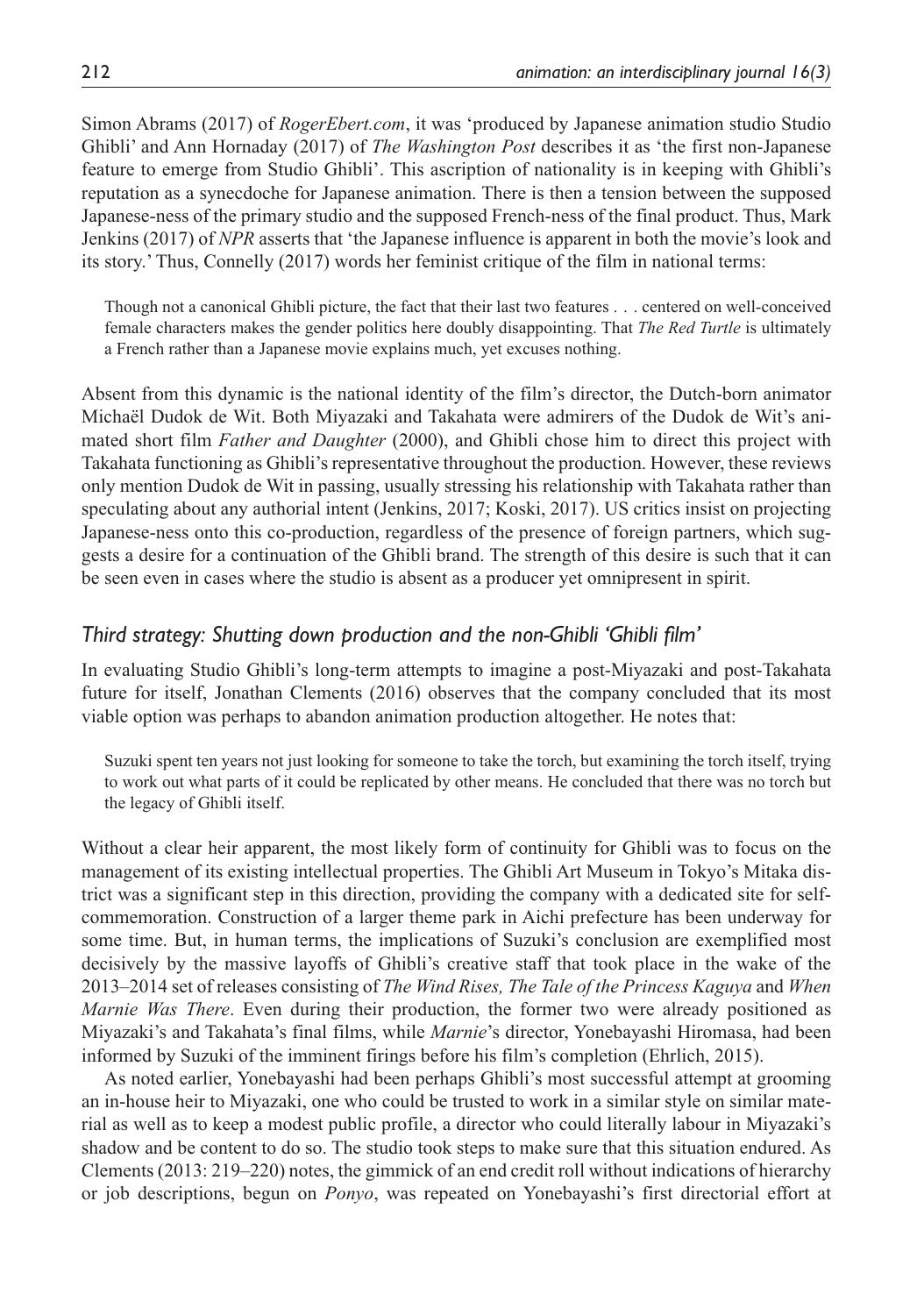Simon Abrams (2017) of *RogerEbert.com*, it was 'produced by Japanese animation studio Studio Ghibli' and Ann Hornaday (2017) of *The Washington Post* describes it as 'the first non-Japanese feature to emerge from Studio Ghibli'. This ascription of nationality is in keeping with Ghibli's reputation as a synecdoche for Japanese animation. There is then a tension between the supposed Japanese-ness of the primary studio and the supposed French-ness of the final product. Thus, Mark Jenkins (2017) of *NPR* asserts that 'the Japanese influence is apparent in both the movie's look and its story.' Thus, Connelly (2017) words her feminist critique of the film in national terms:

> Though not a canonical Ghibli picture, the fact that their last two features . . . centered on well-conceived female characters makes the gender politics here doubly disappointing. That *The Red Turtle* is ultimately a French rather than a Japanese movie explains much, yet excuses nothing.

Absent from this dynamic is the national identity of the film's director, the Dutch-born animator Michaël Dudok de Wit. Both Miyazaki and Takahata were admirers of the Dudok de Wit's animated short film *Father and Daughter* (2000), and Ghibli chose him to direct this project with Takahata functioning as Ghibli's representative throughout the production. However, these reviews only mention Dudok de Wit in passing, usually stressing his relationship with Takahata rather than speculating about any authorial intent (Jenkins, 2017; Koski, 2017). US critics insist on projecting Japanese-ness onto this co-production, regardless of the presence of foreign partners, which suggests a desire for a continuation of the Ghibli brand. The strength of this desire is such that it can be seen even in cases where the studio is absent as a producer yet omnipresent in spirit.

### *Third strategy: Shutting down production and the non-Ghibli 'Ghibli film'*

In evaluating Studio Ghibli's long-term attempts to imagine a post-Miyazaki and post-Takahata future for itself, Jonathan Clements (2016) observes that the company concluded that its most viable option was perhaps to abandon animation production altogether. He notes that:

> Suzuki spent ten years not just looking for someone to take the torch, but examining the torch itself, trying to work out what parts of it could be replicated by other means. He concluded that there was no torch but the legacy of Ghibli itself.

Without a clear heir apparent, the most likely form of continuity for Ghibli was to focus on the management of its existing intellectual properties. The Ghibli Art Museum in Tokyo's Mitaka district was a significant step in this direction, providing the company with a dedicated site for self-commemoration. Construction of a larger theme park in Aichi prefecture has been underway for some time. But, in human terms, the implications of Suzuki's conclusion are exemplified most decisively by the massive layoffs of Ghibli's creative staff that took place in the wake of the 2013–2014 set of releases consisting of *The Wind Rises, The Tale of the Princess Kaguya* and *When Marnie Was There*. Even during their production, the former two were already positioned as Miyazaki's and Takahata's final films, while *Marnie*'s director, Yonebayashi Hiromasa, had been informed by Suzuki of the imminent firings before his film's completion (Ehrlich, 2015).

As noted earlier, Yonebayashi had been perhaps Ghibli's most successful attempt at grooming an in-house heir to Miyazaki, one who could be trusted to work in a similar style on similar material as well as to keep a modest public profile, a director who could literally labour in Miyazaki's shadow and be content to do so. The studio took steps to make sure that this situation endured. As Clements (2013: 219–220) notes, the gimmick of an end credit roll without indications of hierarchy or job descriptions, begun on *Ponyo*, was repeated on Yonebayashi's first directorial effort at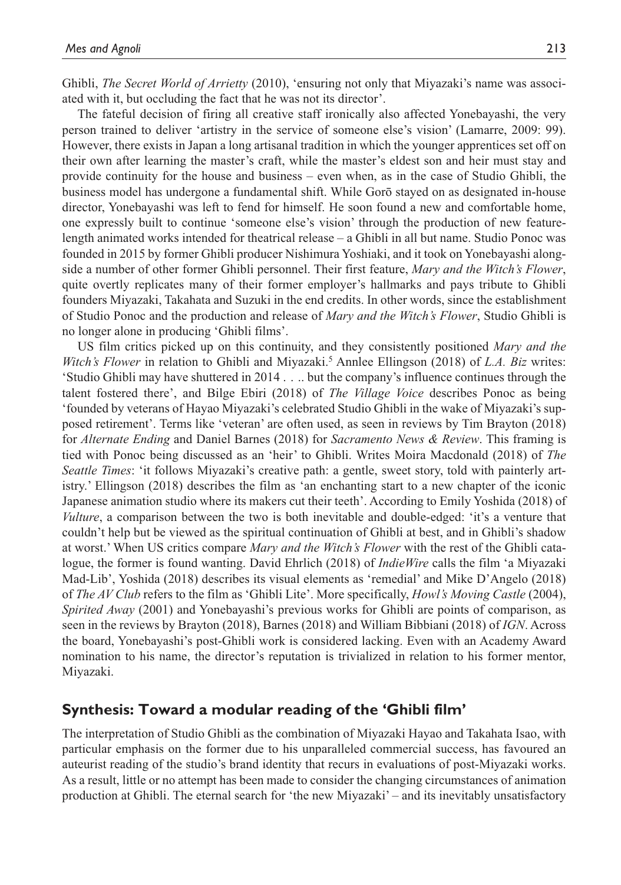Ghibli, *The Secret World of Arrietty* (2010), 'ensuring not only that Miyazaki's name was associated with it, but occluding the fact that he was not its director'.

The fateful decision of firing all creative staff ironically also affected Yonebayashi, the very person trained to deliver 'artistry in the service of someone else's vision' (Lamarre, 2009: 99). However, there exists in Japan a long artisanal tradition in which the younger apprentices set off on their own after learning the master's craft, while the master's eldest son and heir must stay and provide continuity for the house and business – even when, as in the case of Studio Ghibli, the business model has undergone a fundamental shift. While Gorō stayed on as designated in-house director, Yonebayashi was left to fend for himself. He soon found a new and comfortable home, one expressly built to continue 'someone else's vision' through the production of new feature-length animated works intended for theatrical release – a Ghibli in all but name. Studio Ponoc was founded in 2015 by former Ghibli producer Nishimura Yoshiaki, and it took on Yonebayashi alongside a number of other former Ghibli personnel. Their first feature, *Mary and the Witch's Flower*, quite overtly replicates many of their former employer's hallmarks and pays tribute to Ghibli founders Miyazaki, Takahata and Suzuki in the end credits. In other words, since the establishment of Studio Ponoc and the production and release of *Mary and the Witch's Flower*, Studio Ghibli is no longer alone in producing 'Ghibli films'.

US film critics picked up on this continuity, and they consistently positioned *Mary and the Witch's Flower* in relation to Ghibli and Miyazaki.[5] Annlee Ellingson (2018) of *L.A. Biz* writes: 'Studio Ghibli may have shuttered in 2014 . . .. but the company's influence continues through the talent fostered there', and Bilge Ebiri (2018) of *The Village Voice* describes Ponoc as being 'founded by veterans of Hayao Miyazaki's celebrated Studio Ghibli in the wake of Miyazaki's supposed retirement'. Terms like 'veteran' are often used, as seen in reviews by Tim Brayton (2018) for *Alternate Ending* and Daniel Barnes (2018) for *Sacramento News & Review*. This framing is tied with Ponoc being discussed as an 'heir' to Ghibli. Writes Moira Macdonald (2018) of *The Seattle Times*: 'it follows Miyazaki's creative path: a gentle, sweet story, told with painterly artistry.' Ellingson (2018) describes the film as 'an enchanting start to a new chapter of the iconic Japanese animation studio where its makers cut their teeth'. According to Emily Yoshida (2018) of *Vulture*, a comparison between the two is both inevitable and double-edged: 'it's a venture that couldn't help but be viewed as the spiritual continuation of Ghibli at best, and in Ghibli's shadow at worst.' When US critics compare *Mary and the Witch's Flower* with the rest of the Ghibli catalogue, the former is found wanting. David Ehrlich (2018) of *IndieWire* calls the film 'a Miyazaki Mad-Lib', Yoshida (2018) describes its visual elements as 'remedial' and Mike D'Angelo (2018) of *The AV Club* refers to the film as 'Ghibli Lite'. More specifically, *Howl's Moving Castle* (2004), *Spirited Away* (2001) and Yonebayashi's previous works for Ghibli are points of comparison, as seen in the reviews by Brayton (2018), Barnes (2018) and William Bibbiani (2018) of *IGN*. Across the board, Yonebayashi's post-Ghibli work is considered lacking. Even with an Academy Award nomination to his name, the director's reputation is trivialized in relation to his former mentor, Miyazaki.

## Synthesis: Toward a modular reading of the 'Ghibli film'

The interpretation of Studio Ghibli as the combination of Miyazaki Hayao and Takahata Isao, with particular emphasis on the former due to his unparalleled commercial success, has favoured an auteurist reading of the studio's brand identity that recurs in evaluations of post-Miyazaki works. As a result, little or no attempt has been made to consider the changing circumstances of animation production at Ghibli. The eternal search for 'the new Miyazaki' – and its inevitably unsatisfactory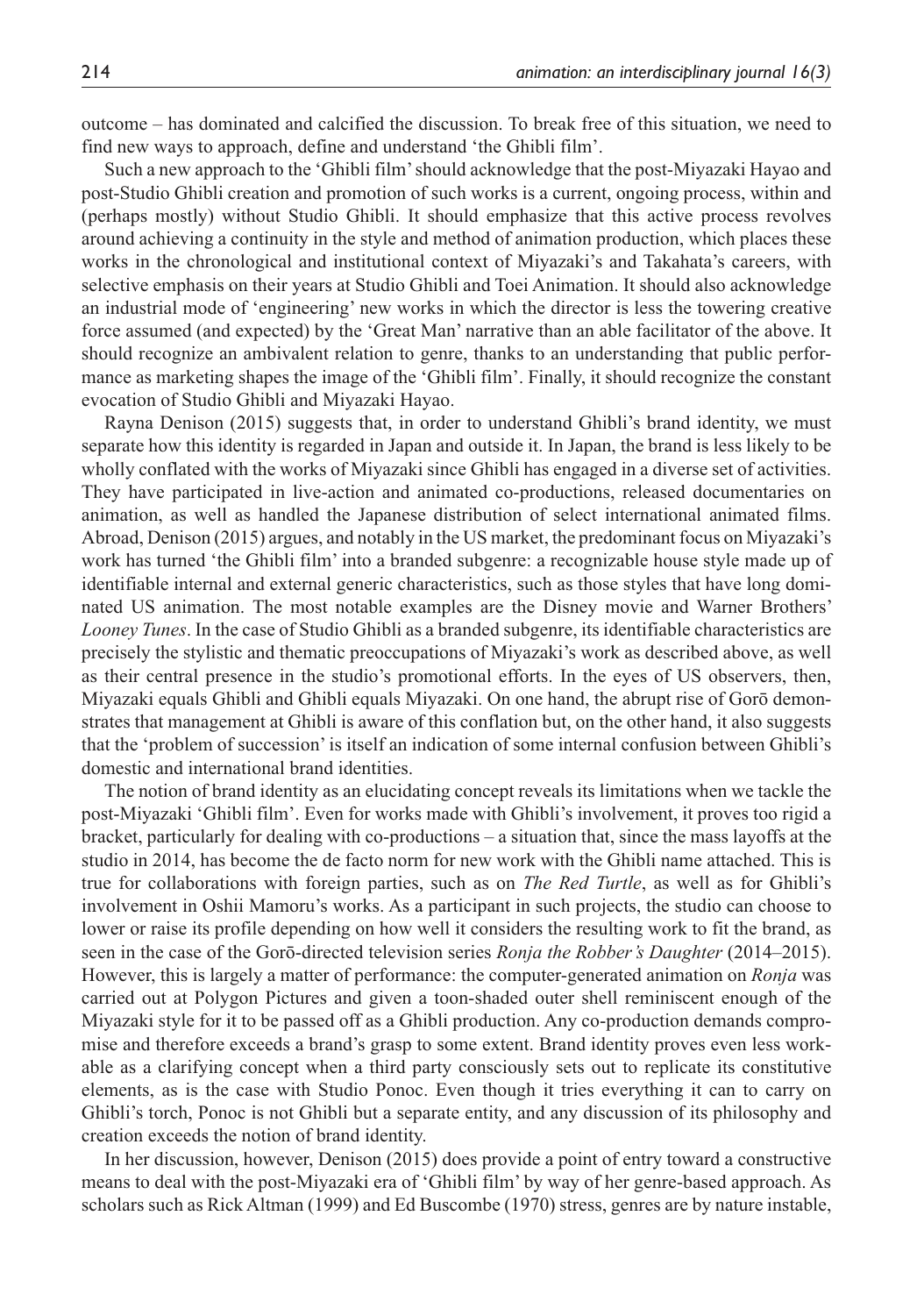outcome – has dominated and calcified the discussion. To break free of this situation, we need to find new ways to approach, define and understand 'the Ghibli film'.

Such a new approach to the 'Ghibli film' should acknowledge that the post-Miyazaki Hayao and post-Studio Ghibli creation and promotion of such works is a current, ongoing process, within and (perhaps mostly) without Studio Ghibli. It should emphasize that this active process revolves around achieving a continuity in the style and method of animation production, which places these works in the chronological and institutional context of Miyazaki's and Takahata's careers, with selective emphasis on their years at Studio Ghibli and Toei Animation. It should also acknowledge an industrial mode of 'engineering' new works in which the director is less the towering creative force assumed (and expected) by the 'Great Man' narrative than an able facilitator of the above. It should recognize an ambivalent relation to genre, thanks to an understanding that public performance as marketing shapes the image of the 'Ghibli film'. Finally, it should recognize the constant evocation of Studio Ghibli and Miyazaki Hayao.

Rayna Denison (2015) suggests that, in order to understand Ghibli's brand identity, we must separate how this identity is regarded in Japan and outside it. In Japan, the brand is less likely to be wholly conflated with the works of Miyazaki since Ghibli has engaged in a diverse set of activities. They have participated in live-action and animated co-productions, released documentaries on animation, as well as handled the Japanese distribution of select international animated films. Abroad, Denison (2015) argues, and notably in the US market, the predominant focus on Miyazaki's work has turned 'the Ghibli film' into a branded subgenre: a recognizable house style made up of identifiable internal and external generic characteristics, such as those styles that have long dominated US animation. The most notable examples are the Disney movie and Warner Brothers' *Looney Tunes*. In the case of Studio Ghibli as a branded subgenre, its identifiable characteristics are precisely the stylistic and thematic preoccupations of Miyazaki's work as described above, as well as their central presence in the studio's promotional efforts. In the eyes of US observers, then, Miyazaki equals Ghibli and Ghibli equals Miyazaki. On one hand, the abrupt rise of Gorō demonstrates that management at Ghibli is aware of this conflation but, on the other hand, it also suggests that the 'problem of succession' is itself an indication of some internal confusion between Ghibli's domestic and international brand identities.

The notion of brand identity as an elucidating concept reveals its limitations when we tackle the post-Miyazaki 'Ghibli film'. Even for works made with Ghibli's involvement, it proves too rigid a bracket, particularly for dealing with co-productions – a situation that, since the mass layoffs at the studio in 2014, has become the de facto norm for new work with the Ghibli name attached. This is true for collaborations with foreign parties, such as on *The Red Turtle*, as well as for Ghibli's involvement in Oshii Mamoru's works. As a participant in such projects, the studio can choose to lower or raise its profile depending on how well it considers the resulting work to fit the brand, as seen in the case of the Gorō-directed television series *Ronja the Robber's Daughter* (2014–2015). However, this is largely a matter of performance: the computer-generated animation on *Ronja* was carried out at Polygon Pictures and given a toon-shaded outer shell reminiscent enough of the Miyazaki style for it to be passed off as a Ghibli production. Any co-production demands compromise and therefore exceeds a brand's grasp to some extent. Brand identity proves even less workable as a clarifying concept when a third party consciously sets out to replicate its constitutive elements, as is the case with Studio Ponoc. Even though it tries everything it can to carry on Ghibli's torch, Ponoc is not Ghibli but a separate entity, and any discussion of its philosophy and creation exceeds the notion of brand identity.

In her discussion, however, Denison (2015) does provide a point of entry toward a constructive means to deal with the post-Miyazaki era of 'Ghibli film' by way of her genre-based approach. As scholars such as Rick Altman (1999) and Ed Buscombe (1970) stress, genres are by nature instable,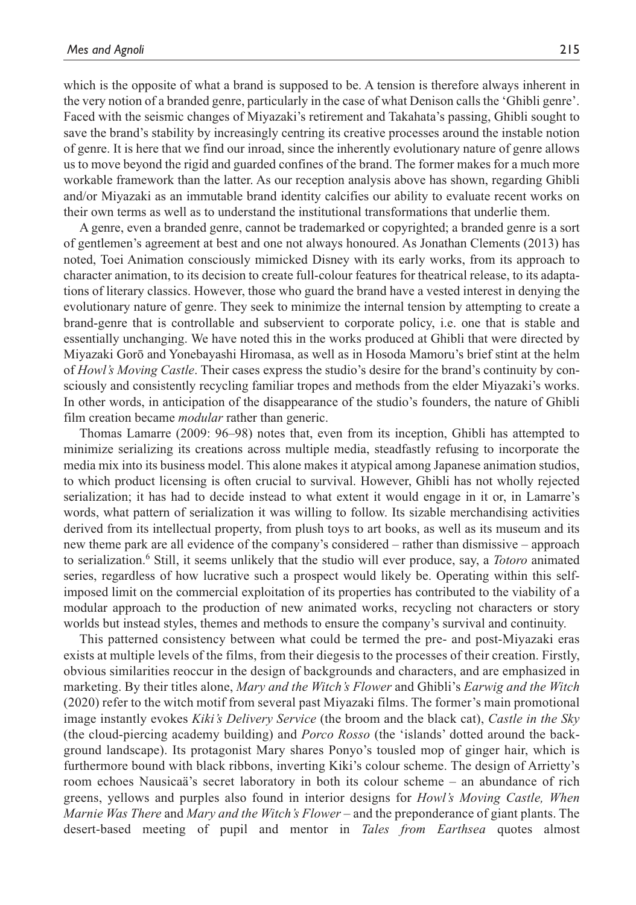which is the opposite of what a brand is supposed to be. A tension is therefore always inherent in the very notion of a branded genre, particularly in the case of what Denison calls the 'Ghibli genre'. Faced with the seismic changes of Miyazaki's retirement and Takahata's passing, Ghibli sought to save the brand's stability by increasingly centring its creative processes around the instable notion of genre. It is here that we find our inroad, since the inherently evolutionary nature of genre allows us to move beyond the rigid and guarded confines of the brand. The former makes for a much more workable framework than the latter. As our reception analysis above has shown, regarding Ghibli and/or Miyazaki as an immutable brand identity calcifies our ability to evaluate recent works on their own terms as well as to understand the institutional transformations that underlie them.

A genre, even a branded genre, cannot be trademarked or copyrighted; a branded genre is a sort of gentlemen's agreement at best and one not always honoured. As Jonathan Clements (2013) has noted, Toei Animation consciously mimicked Disney with its early works, from its approach to character animation, to its decision to create full-colour features for theatrical release, to its adaptations of literary classics. However, those who guard the brand have a vested interest in denying the evolutionary nature of genre. They seek to minimize the internal tension by attempting to create a brand-genre that is controllable and subservient to corporate policy, i.e. one that is stable and essentially unchanging. We have noted this in the works produced at Ghibli that were directed by Miyazaki Gorō and Yonebayashi Hiromasa, as well as in Hosoda Mamoru's brief stint at the helm of *Howl's Moving Castle*. Their cases express the studio's desire for the brand's continuity by consciously and consistently recycling familiar tropes and methods from the elder Miyazaki's works. In other words, in anticipation of the disappearance of the studio's founders, the nature of Ghibli film creation became *modular* rather than generic.

Thomas Lamarre (2009: 96–98) notes that, even from its inception, Ghibli has attempted to minimize serializing its creations across multiple media, steadfastly refusing to incorporate the media mix into its business model. This alone makes it atypical among Japanese animation studios, to which product licensing is often crucial to survival. However, Ghibli has not wholly rejected serialization; it has had to decide instead to what extent it would engage in it or, in Lamarre's words, what pattern of serialization it was willing to follow. Its sizable merchandising activities derived from its intellectual property, from plush toys to art books, as well as its museum and its new theme park are all evidence of the company's considered – rather than dismissive – approach to serialization.[6] Still, it seems unlikely that the studio will ever produce, say, a *Totoro* animated series, regardless of how lucrative such a prospect would likely be. Operating within this self-imposed limit on the commercial exploitation of its properties has contributed to the viability of a modular approach to the production of new animated works, recycling not characters or story worlds but instead styles, themes and methods to ensure the company's survival and continuity.

This patterned consistency between what could be termed the pre- and post-Miyazaki eras exists at multiple levels of the films, from their diegesis to the processes of their creation. Firstly, obvious similarities reoccur in the design of backgrounds and characters, and are emphasized in marketing. By their titles alone, *Mary and the Witch's Flower* and Ghibli's *Earwig and the Witch* (2020) refer to the witch motif from several past Miyazaki films. The former's main promotional image instantly evokes *Kiki's Delivery Service* (the broom and the black cat), *Castle in the Sky* (the cloud-piercing academy building) and *Porco Rosso* (the 'islands' dotted around the background landscape). Its protagonist Mary shares Ponyo's tousled mop of ginger hair, which is furthermore bound with black ribbons, inverting Kiki's colour scheme. The design of Arrietty's room echoes Nausicaä's secret laboratory in both its colour scheme – an abundance of rich greens, yellows and purples also found in interior designs for *Howl's Moving Castle, When Marnie Was There* and *Mary and the Witch's Flower* – and the preponderance of giant plants. The desert-based meeting of pupil and mentor in *Tales from Earthsea* quotes almost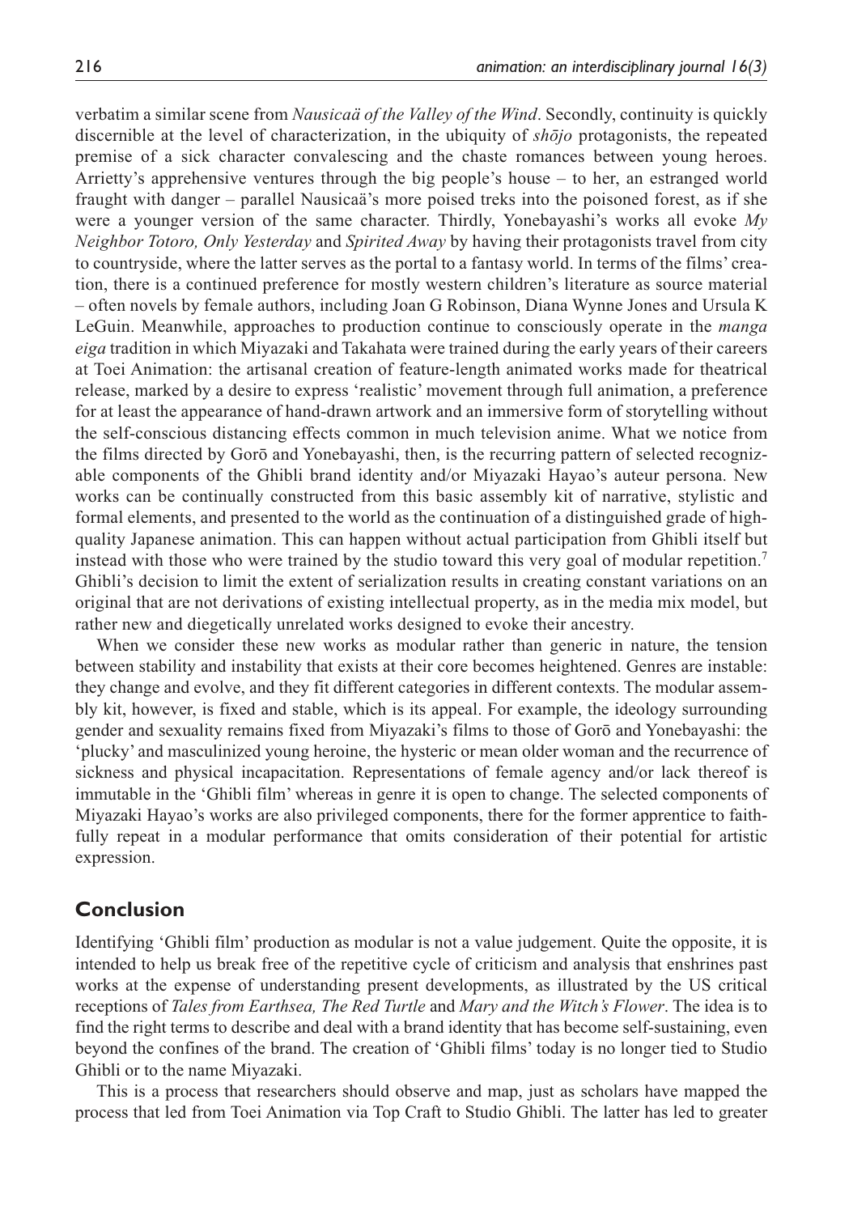verbatim a similar scene from *Nausicaä of the Valley of the Wind*. Secondly, continuity is quickly discernible at the level of characterization, in the ubiquity of *shōjo* protagonists, the repeated premise of a sick character convalescing and the chaste romances between young heroes. Arrietty's apprehensive ventures through the big people's house – to her, an estranged world fraught with danger – parallel Nausicaä's more poised treks into the poisoned forest, as if she were a younger version of the same character. Thirdly, Yonebayashi's works all evoke *My Neighbor Totoro, Only Yesterday* and *Spirited Away* by having their protagonists travel from city to countryside, where the latter serves as the portal to a fantasy world. In terms of the films' creation, there is a continued preference for mostly western children's literature as source material – often novels by female authors, including Joan G Robinson, Diana Wynne Jones and Ursula K LeGuin. Meanwhile, approaches to production continue to consciously operate in the *manga eiga* tradition in which Miyazaki and Takahata were trained during the early years of their careers at Toei Animation: the artisanal creation of feature-length animated works made for theatrical release, marked by a desire to express 'realistic' movement through full animation, a preference for at least the appearance of hand-drawn artwork and an immersive form of storytelling without the self-conscious distancing effects common in much television anime. What we notice from the films directed by Gorō and Yonebayashi, then, is the recurring pattern of selected recognizable components of the Ghibli brand identity and/or Miyazaki Hayao's auteur persona. New works can be continually constructed from this basic assembly kit of narrative, stylistic and formal elements, and presented to the world as the continuation of a distinguished grade of high-quality Japanese animation. This can happen without actual participation from Ghibli itself but instead with those who were trained by the studio toward this very goal of modular repetition.[7] Ghibli's decision to limit the extent of serialization results in creating constant variations on an original that are not derivations of existing intellectual property, as in the media mix model, but rather new and diegetically unrelated works designed to evoke their ancestry.

When we consider these new works as modular rather than generic in nature, the tension between stability and instability that exists at their core becomes heightened. Genres are instable: they change and evolve, and they fit different categories in different contexts. The modular assembly kit, however, is fixed and stable, which is its appeal. For example, the ideology surrounding gender and sexuality remains fixed from Miyazaki's films to those of Gorō and Yonebayashi: the 'plucky' and masculinized young heroine, the hysteric or mean older woman and the recurrence of sickness and physical incapacitation. Representations of female agency and/or lack thereof is immutable in the 'Ghibli film' whereas in genre it is open to change. The selected components of Miyazaki Hayao's works are also privileged components, there for the former apprentice to faithfully repeat in a modular performance that omits consideration of their potential for artistic expression.

## Conclusion

Identifying 'Ghibli film' production as modular is not a value judgement. Quite the opposite, it is intended to help us break free of the repetitive cycle of criticism and analysis that enshrines past works at the expense of understanding present developments, as illustrated by the US critical receptions of *Tales from Earthsea, The Red Turtle* and *Mary and the Witch's Flower*. The idea is to find the right terms to describe and deal with a brand identity that has become self-sustaining, even beyond the confines of the brand. The creation of 'Ghibli films' today is no longer tied to Studio Ghibli or to the name Miyazaki.

This is a process that researchers should observe and map, just as scholars have mapped the process that led from Toei Animation via Top Craft to Studio Ghibli. The latter has led to greater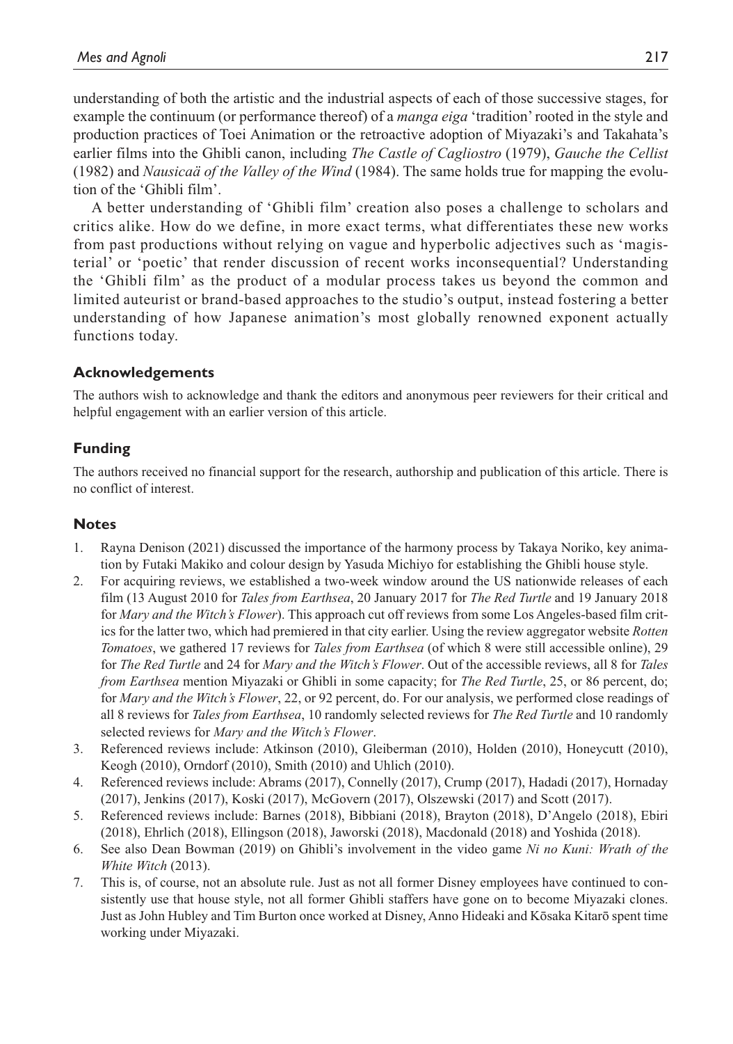understanding of both the artistic and the industrial aspects of each of those successive stages, for example the continuum (or performance thereof) of a *manga eiga* 'tradition' rooted in the style and production practices of Toei Animation or the retroactive adoption of Miyazaki's and Takahata's earlier films into the Ghibli canon, including *The Castle of Cagliostro* (1979), *Gauche the Cellist* (1982) and *Nausicaä of the Valley of the Wind* (1984). The same holds true for mapping the evolution of the 'Ghibli film'.

A better understanding of 'Ghibli film' creation also poses a challenge to scholars and critics alike. How do we define, in more exact terms, what differentiates these new works from past productions without relying on vague and hyperbolic adjectives such as 'magisterial' or 'poetic' that render discussion of recent works inconsequential? Understanding the 'Ghibli film' as the product of a modular process takes us beyond the common and limited auteurist or brand-based approaches to the studio's output, instead fostering a better understanding of how Japanese animation's most globally renowned exponent actually functions today.

### Acknowledgements

The authors wish to acknowledge and thank the editors and anonymous peer reviewers for their critical and helpful engagement with an earlier version of this article.

### Funding

The authors received no financial support for the research, authorship and publication of this article. There is no conflict of interest.

### Notes

1. Rayna Denison (2021) discussed the importance of the harmony process by Takaya Noriko, key animation by Futaki Makiko and colour design by Yasuda Michiyo for establishing the Ghibli house style.
2. For acquiring reviews, we established a two-week window around the US nationwide releases of each film (13 August 2010 for *Tales from Earthsea*, 20 January 2017 for *The Red Turtle* and 19 January 2018 for *Mary and the Witch's Flower*). This approach cut off reviews from some Los Angeles-based film critics for the latter two, which had premiered in that city earlier. Using the review aggregator website *Rotten Tomatoes*, we gathered 17 reviews for *Tales from Earthsea* (of which 8 were still accessible online), 29 for *The Red Turtle* and 24 for *Mary and the Witch's Flower*. Out of the accessible reviews, all 8 for *Tales from Earthsea* mention Miyazaki or Ghibli in some capacity; for *The Red Turtle*, 25, or 86 percent, do; for *Mary and the Witch's Flower*, 22, or 92 percent, do. For our analysis, we performed close readings of all 8 reviews for *Tales from Earthsea*, 10 randomly selected reviews for *The Red Turtle* and 10 randomly selected reviews for *Mary and the Witch's Flower*.
3. Referenced reviews include: Atkinson (2010), Gleiberman (2010), Holden (2010), Honeycutt (2010), Keogh (2010), Orndorf (2010), Smith (2010) and Uhlich (2010).
4. Referenced reviews include: Abrams (2017), Connelly (2017), Crump (2017), Hadadi (2017), Hornaday (2017), Jenkins (2017), Koski (2017), McGovern (2017), Olszewski (2017) and Scott (2017).
5. Referenced reviews include: Barnes (2018), Bibbiani (2018), Brayton (2018), D'Angelo (2018), Ebiri (2018), Ehrlich (2018), Ellingson (2018), Jaworski (2018), Macdonald (2018) and Yoshida (2018).
6. See also Dean Bowman (2019) on Ghibli's involvement in the video game *Ni no Kuni: Wrath of the White Witch* (2013).
7. This is, of course, not an absolute rule. Just as not all former Disney employees have continued to consistently use that house style, not all former Ghibli staffers have gone on to become Miyazaki clones. Just as John Hubley and Tim Burton once worked at Disney, Anno Hideaki and Kōsaka Kitarō spent time working under Miyazaki.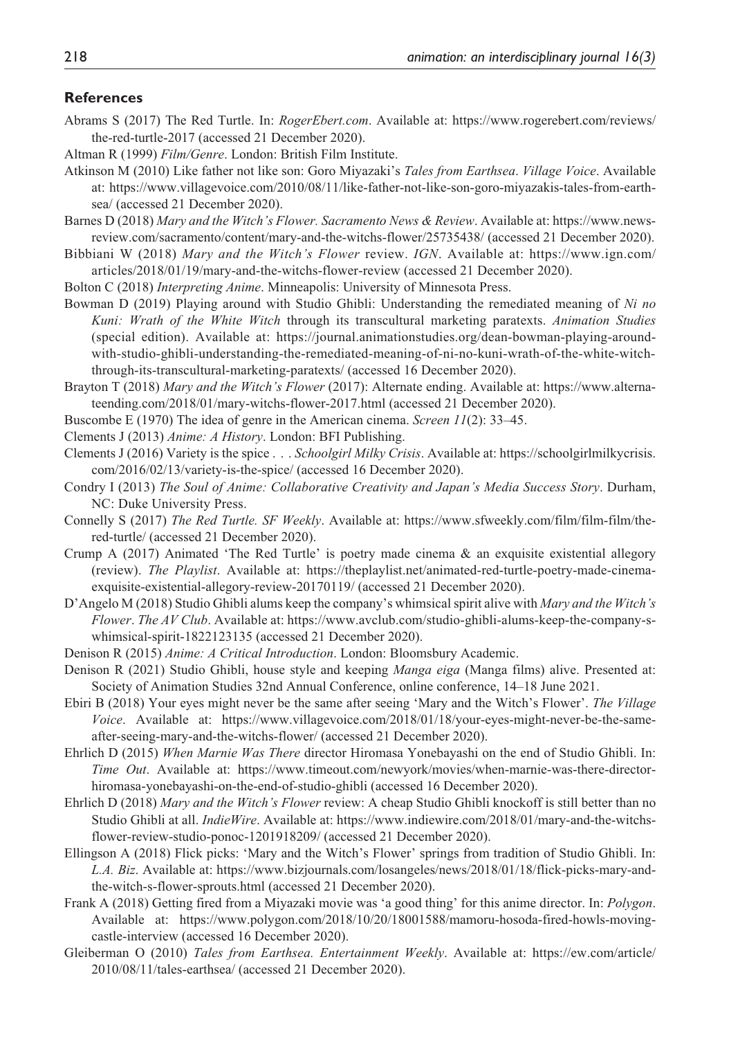## References

Abrams S (2017) The Red Turtle. In: *RogerEbert.com*. Available at: https://www.rogerebert.com/reviews/the-red-turtle-2017 (accessed 21 December 2020).

Altman R (1999) *Film/Genre*. London: British Film Institute.

Atkinson M (2010) Like father not like son: Goro Miyazaki's *Tales from Earthsea*. *Village Voice*. Available at: https://www.villagevoice.com/2010/08/11/like-father-not-like-son-goro-miyazakis-tales-from-earthsea/ (accessed 21 December 2020).

Barnes D (2018) *Mary and the Witch's Flower. Sacramento News & Review*. Available at: https://www.newsreview.com/sacramento/content/mary-and-the-witchs-flower/25735438/ (accessed 21 December 2020).

Bibbiani W (2018) *Mary and the Witch's Flower* review. *IGN*. Available at: https://www.ign.com/articles/2018/01/19/mary-and-the-witchs-flower-review (accessed 21 December 2020).

Bolton C (2018) *Interpreting Anime*. Minneapolis: University of Minnesota Press.

Bowman D (2019) Playing around with Studio Ghibli: Understanding the remediated meaning of *Ni no Kuni: Wrath of the White Witch* through its transcultural marketing paratexts. *Animation Studies* (special edition). Available at: https://journal.animationstudies.org/dean-bowman-playing-around-with-studio-ghibli-understanding-the-remediated-meaning-of-ni-no-kuni-wrath-of-the-white-witch-through-its-transcultural-marketing-paratexts/ (accessed 16 December 2020).

Brayton T (2018) *Mary and the Witch's Flower* (2017): Alternate ending. Available at: https://www.alternateending.com/2018/01/mary-witchs-flower-2017.html (accessed 21 December 2020).

Buscombe E (1970) The idea of genre in the American cinema. *Screen 11*(2): 33–45.

Clements J (2013) *Anime: A History*. London: BFI Publishing.

Clements J (2016) Variety is the spice . . . *Schoolgirl Milky Crisis*. Available at: https://schoolgirlmilkycrisis.com/2016/02/13/variety-is-the-spice/ (accessed 16 December 2020).

Condry I (2013) *The Soul of Anime: Collaborative Creativity and Japan's Media Success Story*. Durham, NC: Duke University Press.

Connelly S (2017) *The Red Turtle. SF Weekly*. Available at: https://www.sfweekly.com/film/film-film/the-red-turtle/ (accessed 21 December 2020).

Crump A (2017) Animated 'The Red Turtle' is poetry made cinema & an exquisite existential allegory (review). *The Playlist*. Available at: https://theplaylist.net/animated-red-turtle-poetry-made-cinema-exquisite-existential-allegory-review-20170119/ (accessed 21 December 2020).

D'Angelo M (2018) Studio Ghibli alums keep the company's whimsical spirit alive with *Mary and the Witch's Flower*. *The AV Club*. Available at: https://www.avclub.com/studio-ghibli-alums-keep-the-company-s-whimsical-spirit-1822123135 (accessed 21 December 2020).

Denison R (2015) *Anime: A Critical Introduction*. London: Bloomsbury Academic.

Denison R (2021) Studio Ghibli, house style and keeping *Manga eiga* (Manga films) alive. Presented at: Society of Animation Studies 32nd Annual Conference, online conference, 14–18 June 2021.

Ebiri B (2018) Your eyes might never be the same after seeing 'Mary and the Witch's Flower'. *The Village Voice*. Available at: https://www.villagevoice.com/2018/01/18/your-eyes-might-never-be-the-same-after-seeing-mary-and-the-witchs-flower/ (accessed 21 December 2020).

Ehrlich D (2015) *When Marnie Was There* director Hiromasa Yonebayashi on the end of Studio Ghibli. In: *Time Out*. Available at: https://www.timeout.com/newyork/movies/when-marnie-was-there-director-hiromasa-yonebayashi-on-the-end-of-studio-ghibli (accessed 16 December 2020).

Ehrlich D (2018) *Mary and the Witch's Flower* review: A cheap Studio Ghibli knockoff is still better than no Studio Ghibli at all. *IndieWire*. Available at: https://www.indiewire.com/2018/01/mary-and-the-witchs-flower-review-studio-ponoc-1201918209/ (accessed 21 December 2020).

Ellingson A (2018) Flick picks: 'Mary and the Witch's Flower' springs from tradition of Studio Ghibli. In: *L.A. Biz*. Available at: https://www.bizjournals.com/losangeles/news/2018/01/18/flick-picks-mary-and-the-witch-s-flower-sprouts.html (accessed 21 December 2020).

Frank A (2018) Getting fired from a Miyazaki movie was 'a good thing' for this anime director. In: *Polygon*. Available at: https://www.polygon.com/2018/10/20/18001588/mamoru-hosoda-fired-howls-moving-castle-interview (accessed 16 December 2020).

Gleiberman O (2010) *Tales from Earthsea. Entertainment Weekly*. Available at: https://ew.com/article/2010/08/11/tales-earthsea/ (accessed 21 December 2020).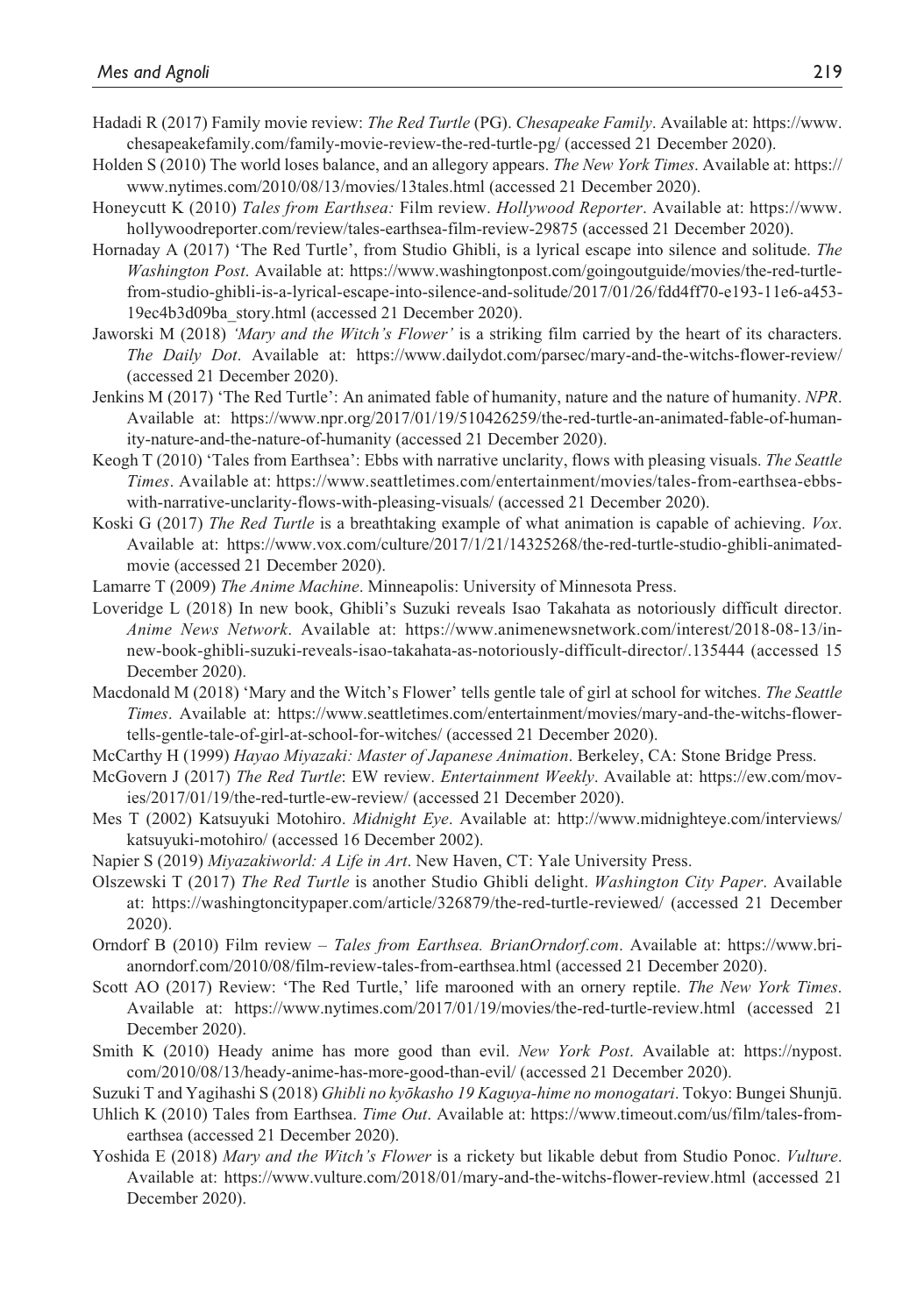Hadadi R (2017) Family movie review: *The Red Turtle* (PG). *Chesapeake Family*. Available at: https://www.chesapeakefamily.com/family-movie-review-the-red-turtle-pg/ (accessed 21 December 2020).

Holden S (2010) The world loses balance, and an allegory appears. *The New York Times*. Available at: https://www.nytimes.com/2010/08/13/movies/13tales.html (accessed 21 December 2020).

Honeycutt K (2010) *Tales from Earthsea:* Film review. *Hollywood Reporter*. Available at: https://www.hollywoodreporter.com/review/tales-earthsea-film-review-29875 (accessed 21 December 2020).

Hornaday A (2017) 'The Red Turtle', from Studio Ghibli, is a lyrical escape into silence and solitude. *The Washington Post*. Available at: https://www.washingtonpost.com/goingoutguide/movies/the-red-turtle-from-studio-ghibli-is-a-lyrical-escape-into-silence-and-solitude/2017/01/26/fdd4ff70-e193-11e6-a453-19ec4b3d09ba_story.html (accessed 21 December 2020).

Jaworski M (2018) *'Mary and the Witch's Flower'* is a striking film carried by the heart of its characters. *The Daily Dot*. Available at: https://www.dailydot.com/parsec/mary-and-the-witchs-flower-review/ (accessed 21 December 2020).

Jenkins M (2017) 'The Red Turtle': An animated fable of humanity, nature and the nature of humanity. *NPR*. Available at: https://www.npr.org/2017/01/19/510426259/the-red-turtle-an-animated-fable-of-humanity-nature-and-the-nature-of-humanity (accessed 21 December 2020).

Keogh T (2010) 'Tales from Earthsea': Ebbs with narrative unclarity, flows with pleasing visuals. *The Seattle Times*. Available at: https://www.seattletimes.com/entertainment/movies/tales-from-earthsea-ebbs-with-narrative-unclarity-flows-with-pleasing-visuals/ (accessed 21 December 2020).

Koski G (2017) *The Red Turtle* is a breathtaking example of what animation is capable of achieving. *Vox*. Available at: https://www.vox.com/culture/2017/1/21/14325268/the-red-turtle-studio-ghibli-animated-movie (accessed 21 December 2020).

Lamarre T (2009) *The Anime Machine*. Minneapolis: University of Minnesota Press.

Loveridge L (2018) In new book, Ghibli's Suzuki reveals Isao Takahata as notoriously difficult director. *Anime News Network*. Available at: https://www.animenewsnetwork.com/interest/2018-08-13/in-new-book-ghibli-suzuki-reveals-isao-takahata-as-notoriously-difficult-director/.135444 (accessed 15 December 2020).

Macdonald M (2018) 'Mary and the Witch's Flower' tells gentle tale of girl at school for witches. *The Seattle Times*. Available at: https://www.seattletimes.com/entertainment/movies/mary-and-the-witchs-flower-tells-gentle-tale-of-girl-at-school-for-witches/ (accessed 21 December 2020).

McCarthy H (1999) *Hayao Miyazaki: Master of Japanese Animation*. Berkeley, CA: Stone Bridge Press.

McGovern J (2017) *The Red Turtle*: EW review. *Entertainment Weekly*. Available at: https://ew.com/movies/2017/01/19/the-red-turtle-ew-review/ (accessed 21 December 2020).

Mes T (2002) Katsuyuki Motohiro. *Midnight Eye*. Available at: http://www.midnighteye.com/interviews/katsuyuki-motohiro/ (accessed 16 December 2002).

Napier S (2019) *Miyazakiworld: A Life in Art*. New Haven, CT: Yale University Press.

Olszewski T (2017) *The Red Turtle* is another Studio Ghibli delight. *Washington City Paper*. Available at: https://washingtoncitypaper.com/article/326879/the-red-turtle-reviewed/ (accessed 21 December 2020).

Orndorf B (2010) Film review – *Tales from Earthsea. BrianOrndorf.com*. Available at: https://www.brianorndorf.com/2010/08/film-review-tales-from-earthsea.html (accessed 21 December 2020).

Scott AO (2017) Review: 'The Red Turtle,' life marooned with an ornery reptile. *The New York Times*. Available at: https://www.nytimes.com/2017/01/19/movies/the-red-turtle-review.html (accessed 21 December 2020).

Smith K (2010) Heady anime has more good than evil. *New York Post*. Available at: https://nypost.com/2010/08/13/heady-anime-has-more-good-than-evil/ (accessed 21 December 2020).

Suzuki T and Yagihashi S (2018) *Ghibli no kyōkasho 19 Kaguya-hime no monogatari*. Tokyo: Bungei Shunjū.

Uhlich K (2010) Tales from Earthsea. *Time Out*. Available at: https://www.timeout.com/us/film/tales-from-earthsea (accessed 21 December 2020).

Yoshida E (2018) *Mary and the Witch's Flower* is a rickety but likable debut from Studio Ponoc. *Vulture*. Available at: https://www.vulture.com/2018/01/mary-and-the-witchs-flower-review.html (accessed 21 December 2020).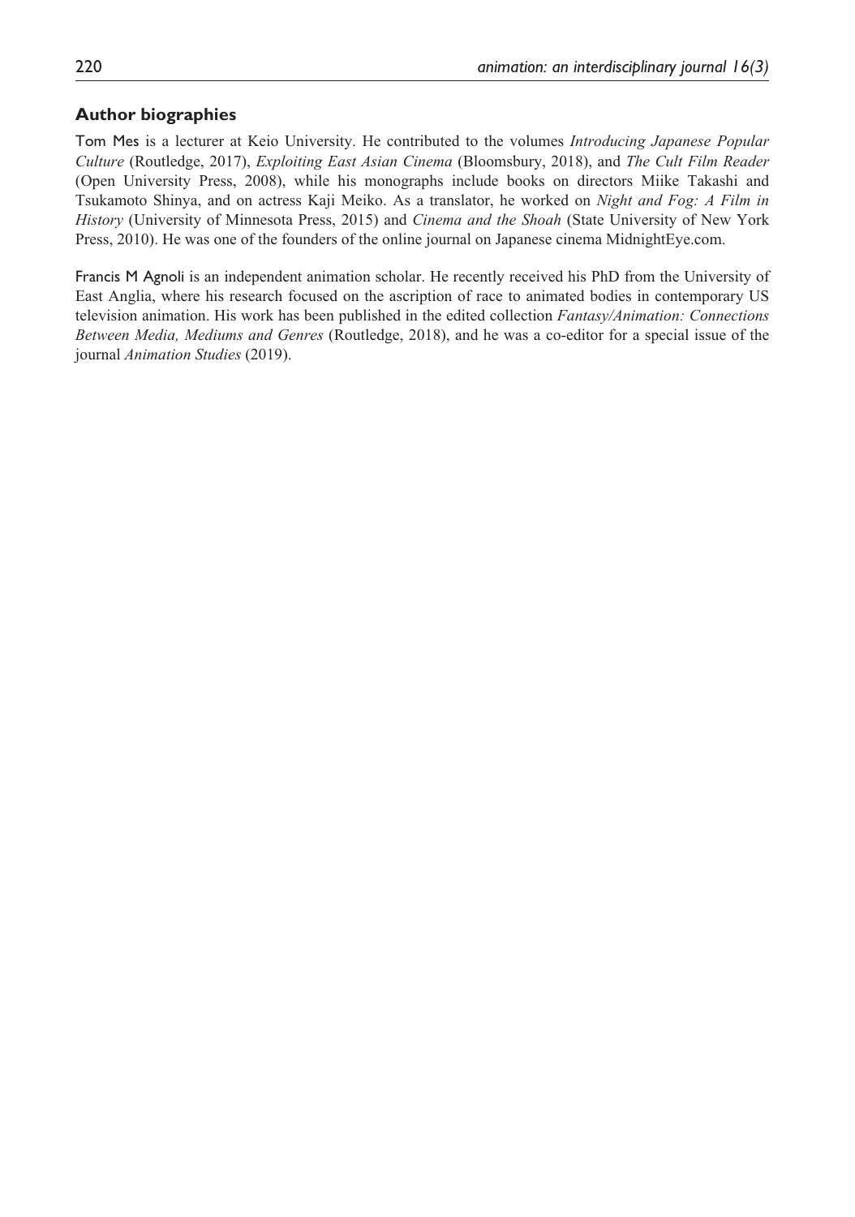## Author biographies

**Tom Mes** is a lecturer at Keio University. He contributed to the volumes *Introducing Japanese Popular Culture* (Routledge, 2017), *Exploiting East Asian Cinema* (Bloomsbury, 2018), and *The Cult Film Reader* (Open University Press, 2008), while his monographs include books on directors Miike Takashi and Tsukamoto Shinya, and on actress Kaji Meiko. As a translator, he worked on *Night and Fog: A Film in History* (University of Minnesota Press, 2015) and *Cinema and the Shoah* (State University of New York Press, 2010). He was one of the founders of the online journal on Japanese cinema MidnightEye.com.

**Francis M Agnoli** is an independent animation scholar. He recently received his PhD from the University of East Anglia, where his research focused on the ascription of race to animated bodies in contemporary US television animation. His work has been published in the edited collection *Fantasy/Animation: Connections Between Media, Mediums and Genres* (Routledge, 2018), and he was a co-editor for a special issue of the journal *Animation Studies* (2019).